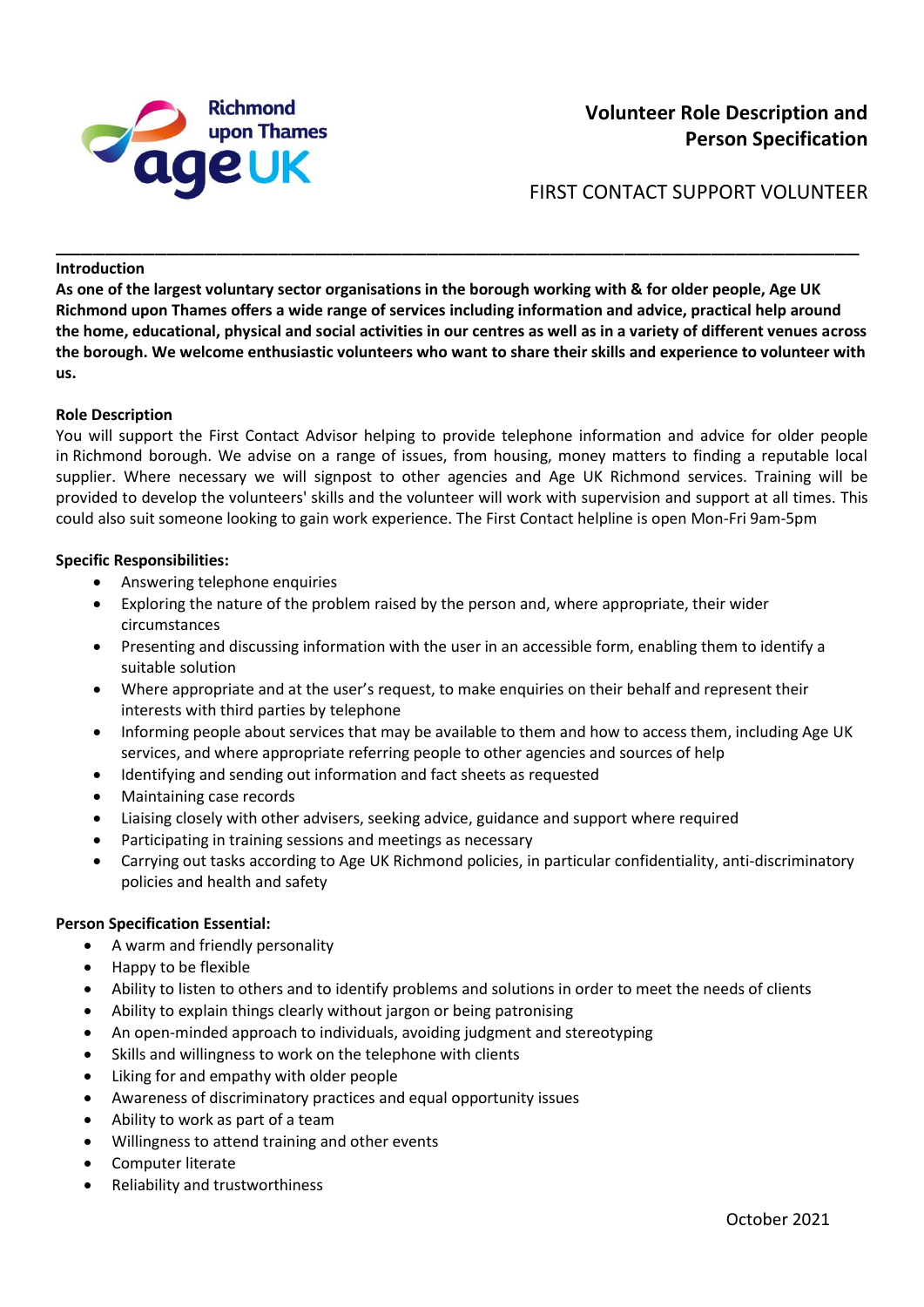Richmond upon Thames ageUK

# Volunteer Role Description and Person Specification

## FIRST CONTACT SUPPORT VOLUNTEER

---

**Introduction**

**As one of the largest voluntary sector organisations in the borough working with & for older people, Age UK Richmond upon Thames offers a wide range of services including information and advice, practical help around the home, educational, physical and social activities in our centres as well as in a variety of different venues across the borough. We welcome enthusiastic volunteers who want to share their skills and experience to volunteer with us.**

**Role Description**

You will support the First Contact Advisor helping to provide telephone information and advice for older people in Richmond borough. We advise on a range of issues, from housing, money matters to finding a reputable local supplier. Where necessary we will signpost to other agencies and Age UK Richmond services. Training will be provided to develop the volunteers' skills and the volunteer will work with supervision and support at all times. This could also suit someone looking to gain work experience. The First Contact helpline is open Mon-Fri 9am-5pm

**Specific Responsibilities:**

- Answering telephone enquiries
- Exploring the nature of the problem raised by the person and, where appropriate, their wider circumstances
- Presenting and discussing information with the user in an accessible form, enabling them to identify a suitable solution
- Where appropriate and at the user's request, to make enquiries on their behalf and represent their interests with third parties by telephone
- Informing people about services that may be available to them and how to access them, including Age UK services, and where appropriate referring people to other agencies and sources of help
- Identifying and sending out information and fact sheets as requested
- Maintaining case records
- Liaising closely with other advisers, seeking advice, guidance and support where required
- Participating in training sessions and meetings as necessary
- Carrying out tasks according to Age UK Richmond policies, in particular confidentiality, anti-discriminatory policies and health and safety

**Person Specification Essential:**

- A warm and friendly personality
- Happy to be flexible
- Ability to listen to others and to identify problems and solutions in order to meet the needs of clients
- Ability to explain things clearly without jargon or being patronising
- An open-minded approach to individuals, avoiding judgment and stereotyping
- Skills and willingness to work on the telephone with clients
- Liking for and empathy with older people
- Awareness of discriminatory practices and equal opportunity issues
- Ability to work as part of a team
- Willingness to attend training and other events
- Computer literate
- Reliability and trustworthiness

October 2021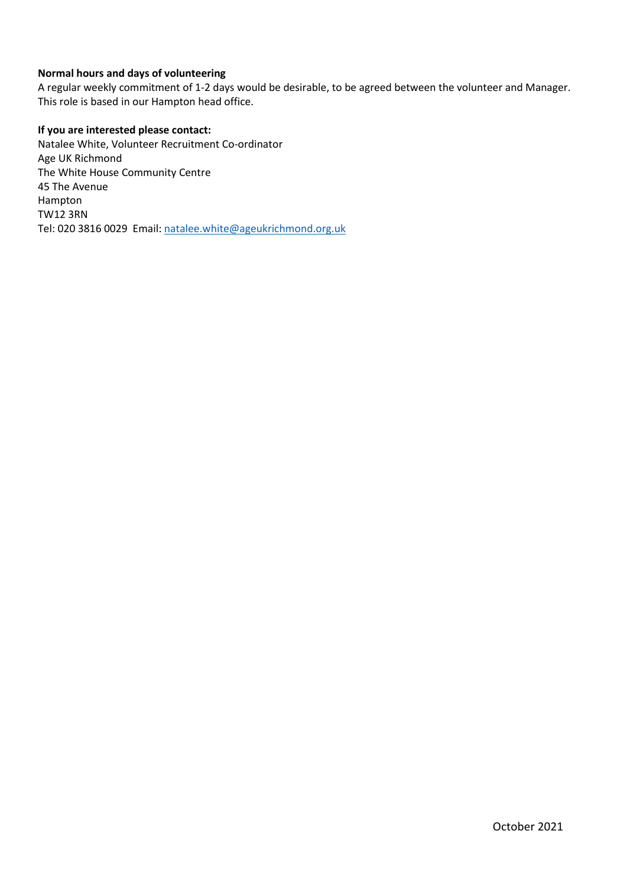**Normal hours and days of volunteering**

A regular weekly commitment of 1-2 days would be desirable, to be agreed between the volunteer and Manager. This role is based in our Hampton head office.

**If you are interested please contact:**

Natalee White, Volunteer Recruitment Co-ordinator
Age UK Richmond
The White House Community Centre
45 The Avenue
Hampton
TW12 3RN
Tel: 020 3816 0029 Email: natalee.white@ageukrichmond.org.uk

October 2021